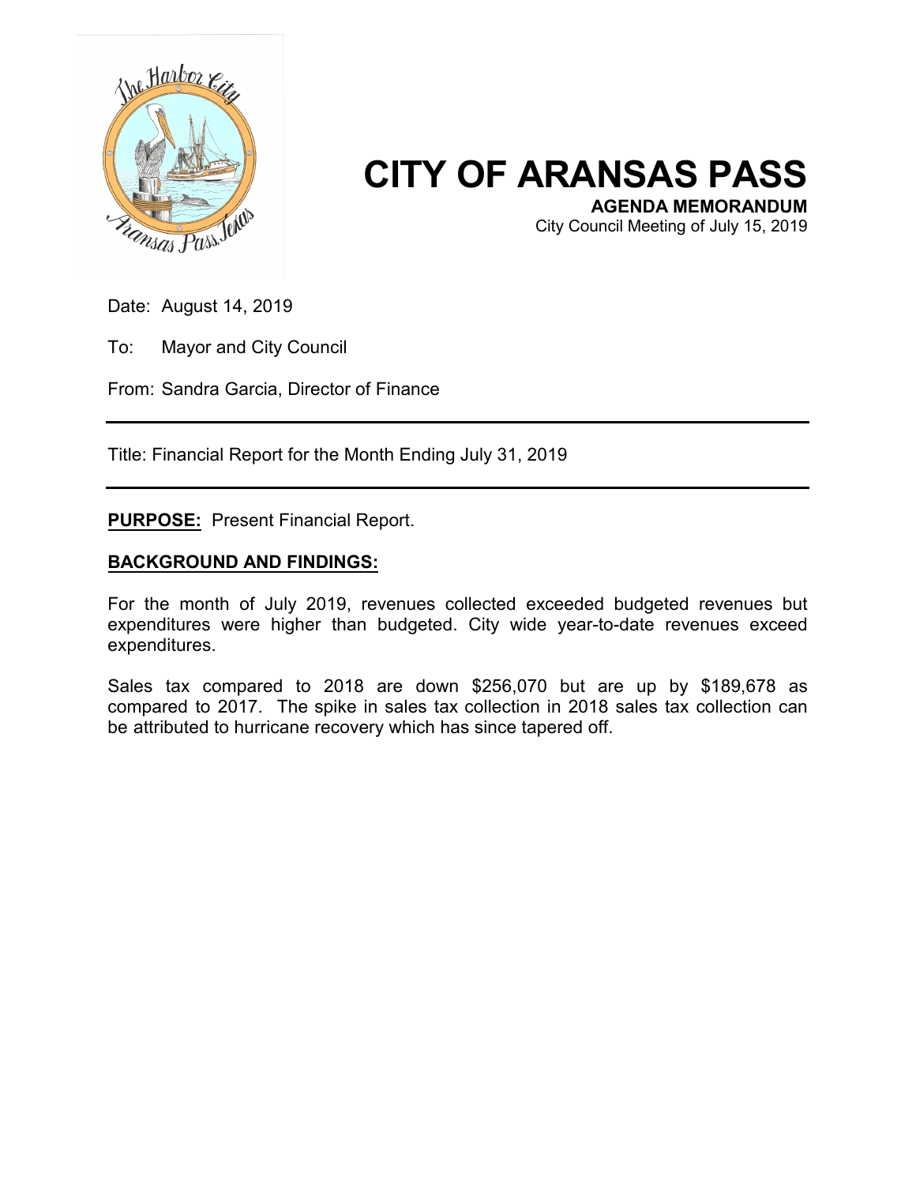# CITY OF ARANSAS PASS

**AGENDA MEMORANDUM**

City Council Meeting of July 15, 2019

Date: August 14, 2019

To: Mayor and City Council

From: Sandra Garcia, Director of Finance

---

Title: Financial Report for the Month Ending July 31, 2019

---

**PURPOSE:** Present Financial Report.

**BACKGROUND AND FINDINGS:**

For the month of July 2019, revenues collected exceeded budgeted revenues but expenditures were higher than budgeted. City wide year-to-date revenues exceed expenditures.

Sales tax compared to 2018 are down $256,070 but are up by $189,678 as compared to 2017. The spike in sales tax collection in 2018 sales tax collection can be attributed to hurricane recovery which has since tapered off.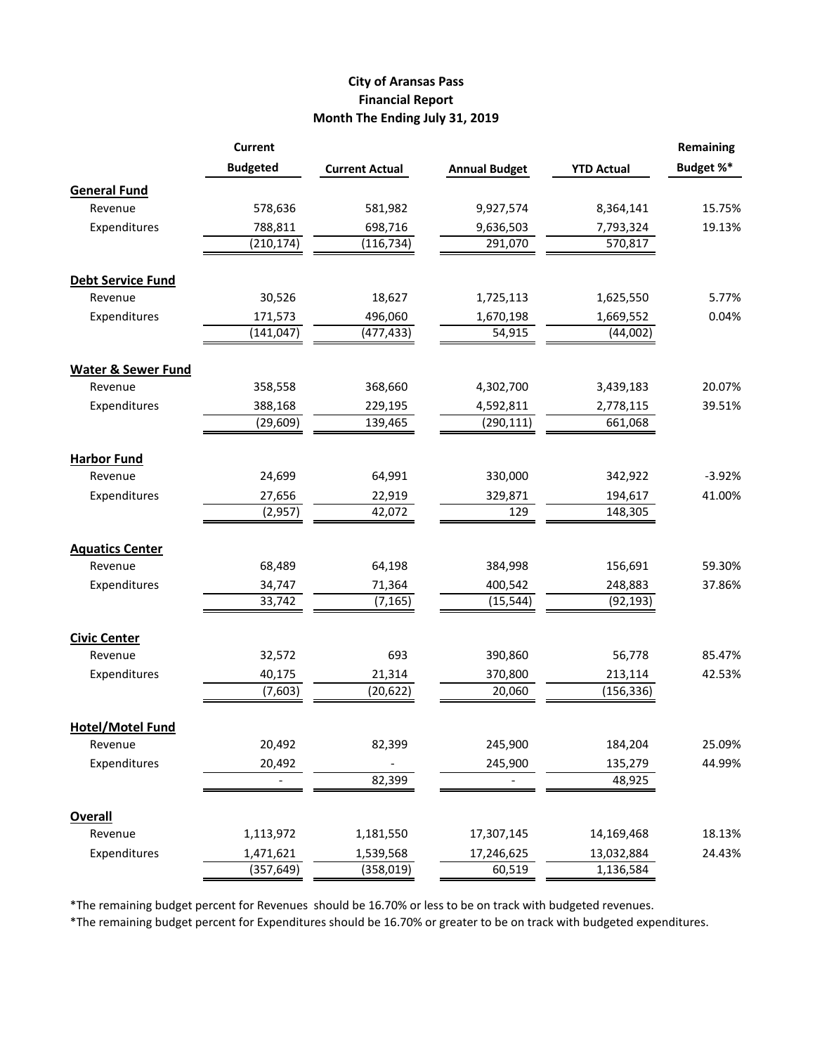# City of Aransas Pass
## Financial Report
## Month The Ending July 31, 2019

| | Current Budgeted | Current Actual | Annual Budget | YTD Actual | Remaining Budget %* |
|---|---|---|---|---|---|
| **General Fund** | | | | | |
| Revenue | 578,636 | 581,982 | 9,927,574 | 8,364,141 | 15.75% |
| Expenditures | 788,811 | 698,716 | 9,636,503 | 7,793,324 | 19.13% |
| | (210,174) | (116,734) | 291,070 | 570,817 | |
| **Debt Service Fund** | | | | | |
| Revenue | 30,526 | 18,627 | 1,725,113 | 1,625,550 | 5.77% |
| Expenditures | 171,573 | 496,060 | 1,670,198 | 1,669,552 | 0.04% |
| | (141,047) | (477,433) | 54,915 | (44,002) | |
| **Water & Sewer Fund** | | | | | |
| Revenue | 358,558 | 368,660 | 4,302,700 | 3,439,183 | 20.07% |
| Expenditures | 388,168 | 229,195 | 4,592,811 | 2,778,115 | 39.51% |
| | (29,609) | 139,465 | (290,111) | 661,068 | |
| **Harbor Fund** | | | | | |
| Revenue | 24,699 | 64,991 | 330,000 | 342,922 | -3.92% |
| Expenditures | 27,656 | 22,919 | 329,871 | 194,617 | 41.00% |
| | (2,957) | 42,072 | 129 | 148,305 | |
| **Aquatics Center** | | | | | |
| Revenue | 68,489 | 64,198 | 384,998 | 156,691 | 59.30% |
| Expenditures | 34,747 | 71,364 | 400,542 | 248,883 | 37.86% |
| | 33,742 | (7,165) | (15,544) | (92,193) | |
| **Civic Center** | | | | | |
| Revenue | 32,572 | 693 | 390,860 | 56,778 | 85.47% |
| Expenditures | 40,175 | 21,314 | 370,800 | 213,114 | 42.53% |
| | (7,603) | (20,622) | 20,060 | (156,336) | |
| **Hotel/Motel Fund** | | | | | |
| Revenue | 20,492 | 82,399 | 245,900 | 184,204 | 25.09% |
| Expenditures | 20,492 | - | 245,900 | 135,279 | 44.99% |
| | - | 82,399 | - | 48,925 | |
| **Overall** | | | | | |
| Revenue | 1,113,972 | 1,181,550 | 17,307,145 | 14,169,468 | 18.13% |
| Expenditures | 1,471,621 | 1,539,568 | 17,246,625 | 13,032,884 | 24.43% |
| | (357,649) | (358,019) | 60,519 | 1,136,584 | |

*The remaining budget percent for Revenues should be 16.70% or less to be on track with budgeted revenues.

*The remaining budget percent for Expenditures should be 16.70% or greater to be on track with budgeted expenditures.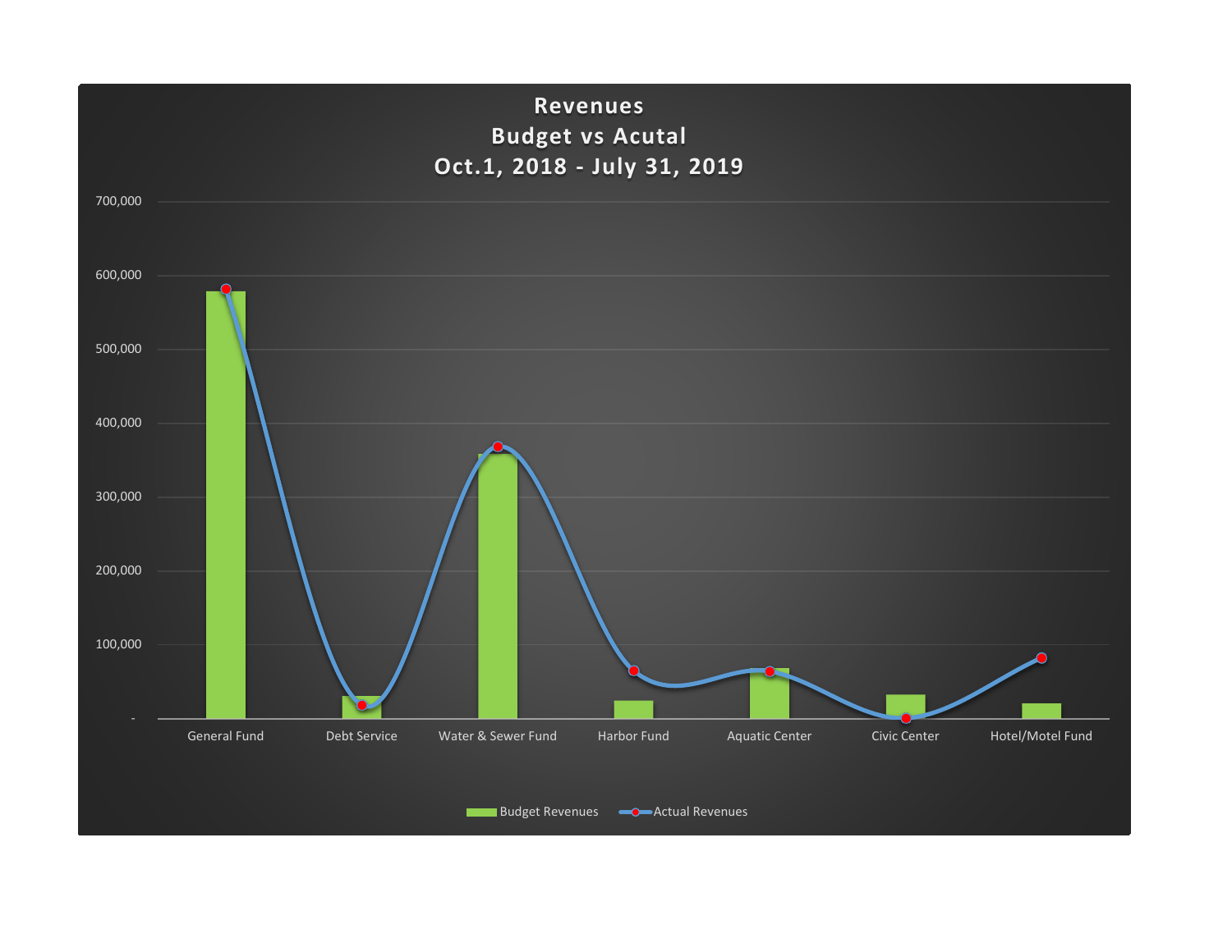# Revenues
## Budget vs Acutal
## Oct.1, 2018 - July 31, 2019

700,000
600,000
500,000
400,000
300,000
200,000
100,000
-

General Fund | Debt Service | Water & Sewer Fund | Harbor Fund | Aquatic Center | Civic Center | Hotel/Motel Fund

Budget Revenues | Actual Revenues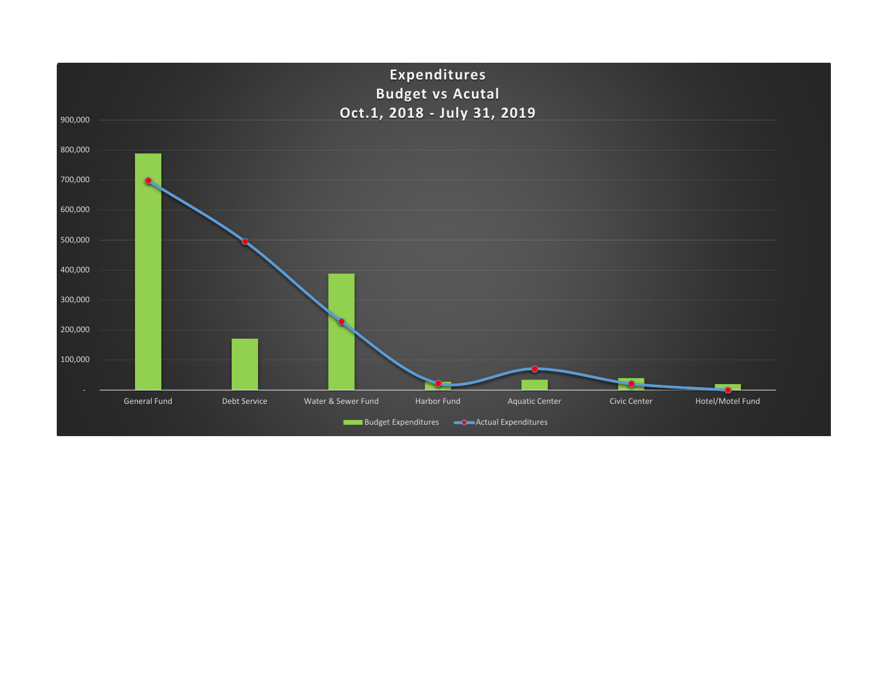**Expenditures**
**Budget vs Acutal**
**Oct.1, 2018 - July 31, 2019**

900,000
800,000
700,000
600,000
500,000
400,000
300,000
200,000
100,000
-

General Fund | Debt Service | Water & Sewer Fund | Harbor Fund | Aquatic Center | Civic Center | Hotel/Motel Fund

Budget Expenditures | Actual Expenditures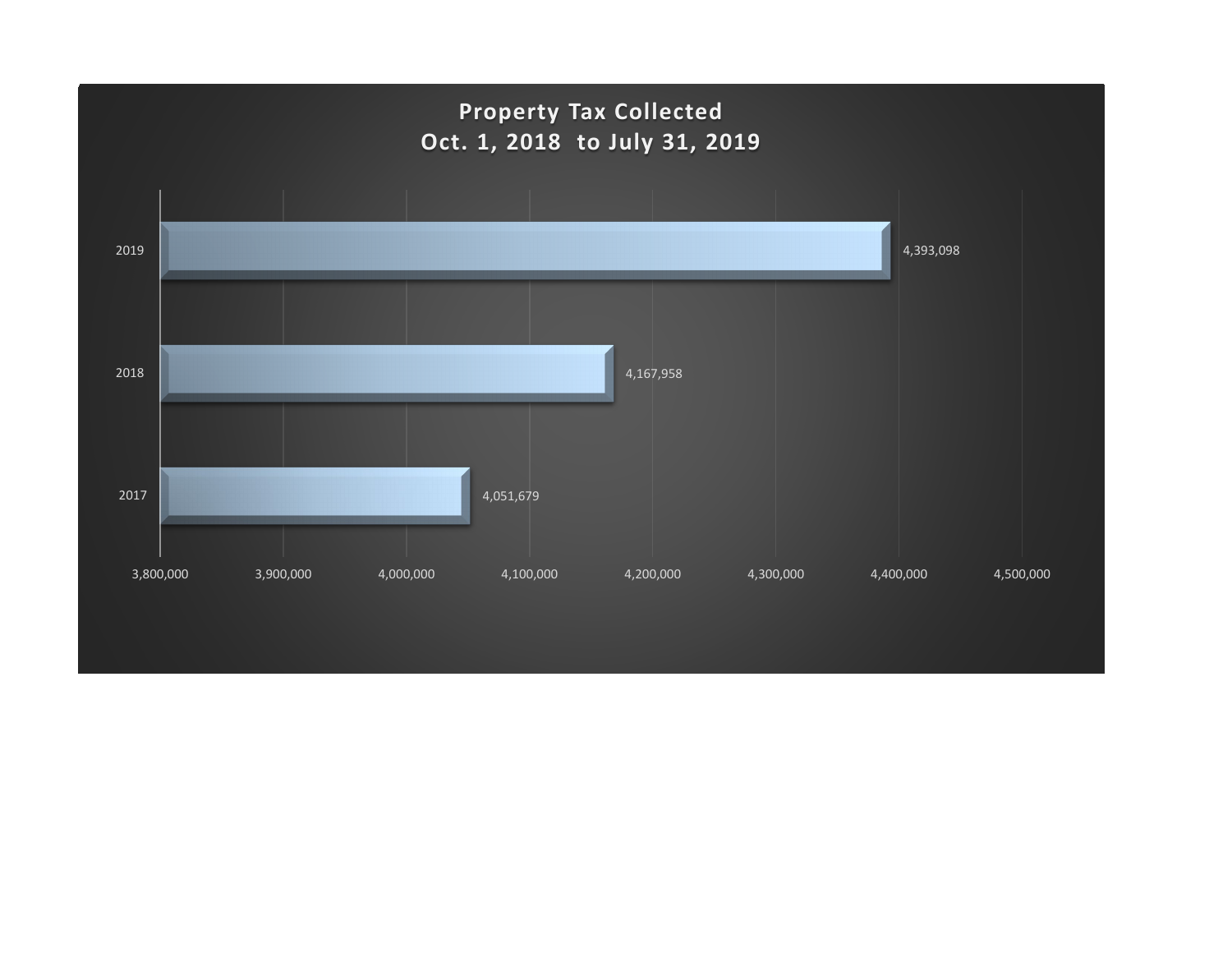## Property Tax Collected
## Oct. 1, 2018 to July 31, 2019

| Year | Property Tax Collected |
|---|---|
| 2019 | 4,393,098 |
| 2018 | 4,167,958 |
| 2017 | 4,051,679 |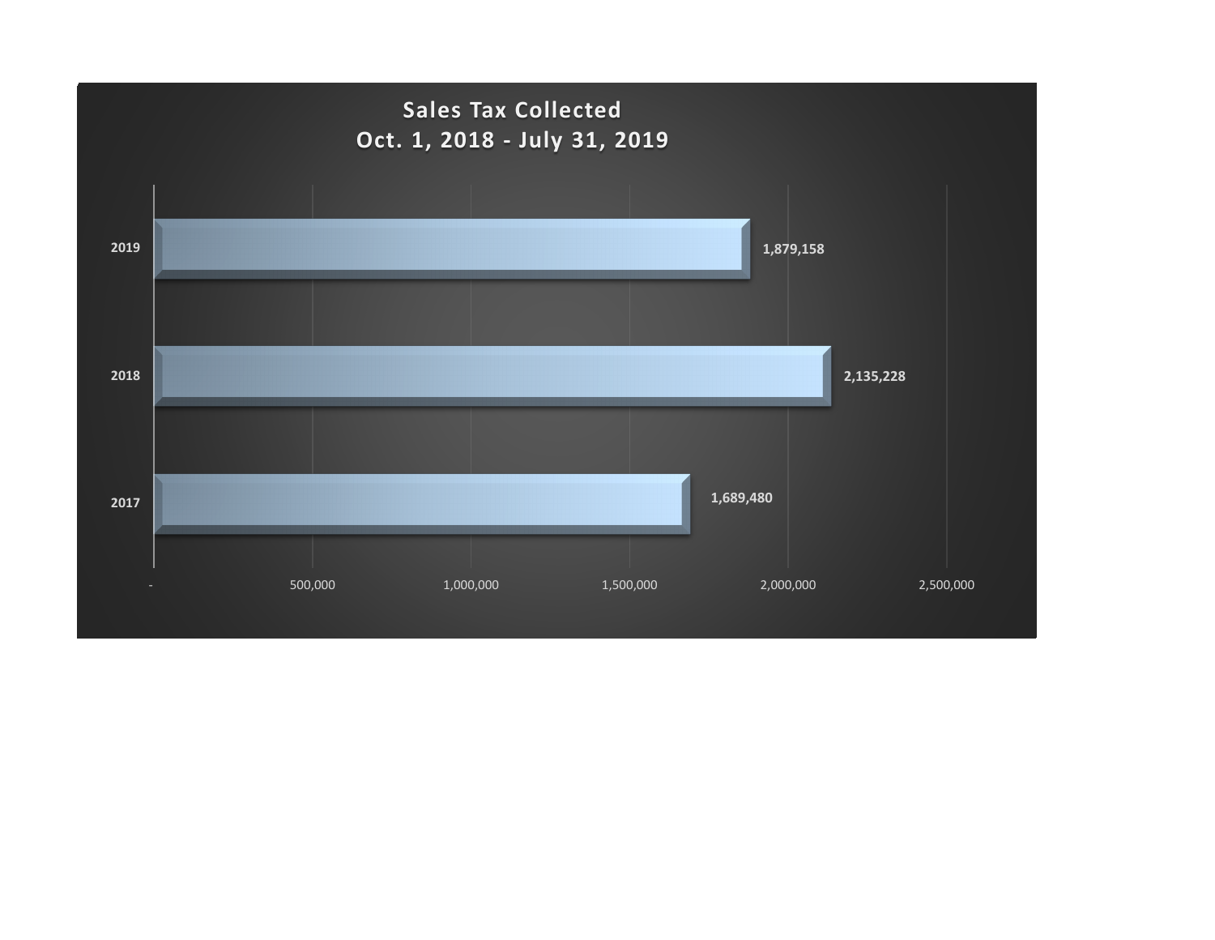## Sales Tax Collected
## Oct. 1, 2018 - July 31, 2019

| Year | Sales Tax Collected |
| --- | --- |
| 2019 | 1,879,158 |
| 2018 | 2,135,228 |
| 2017 | 1,689,480 |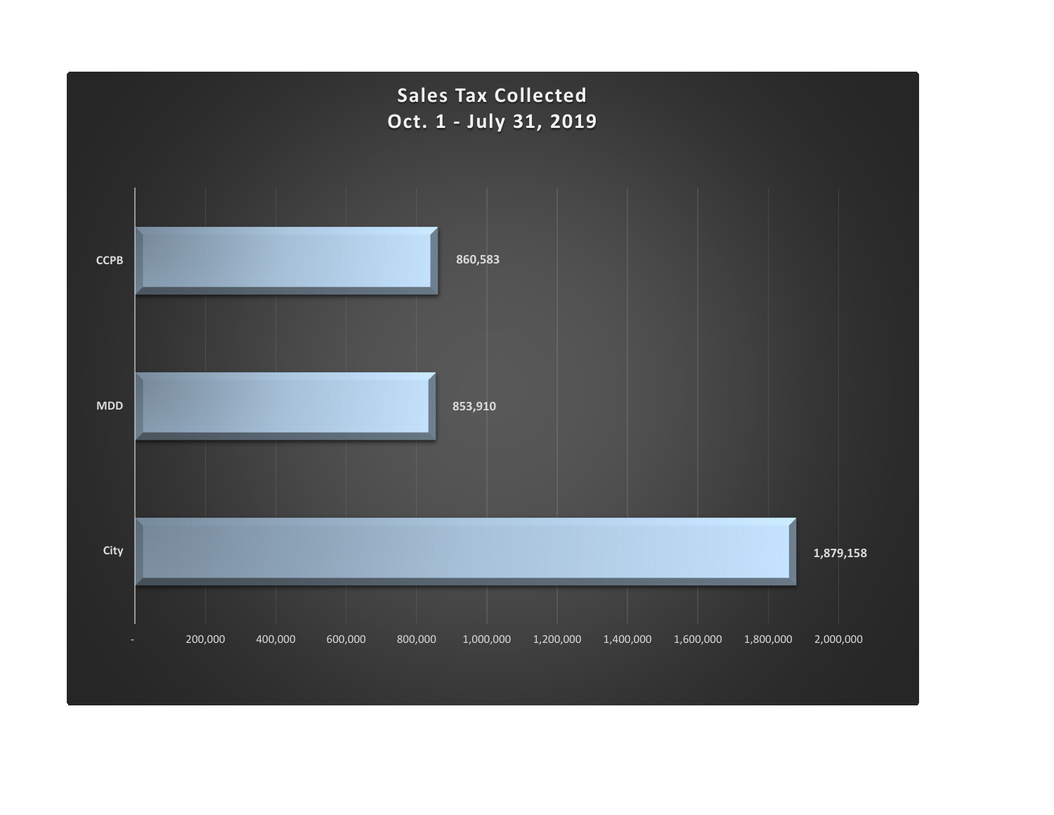Sales Tax Collected
Oct. 1 - July 31, 2019

CCPB
860,583

MDD
853,910

City
1,879,158

-
200,000
400,000
600,000
800,000
1,000,000
1,200,000
1,400,000
1,600,000
1,800,000
2,000,000